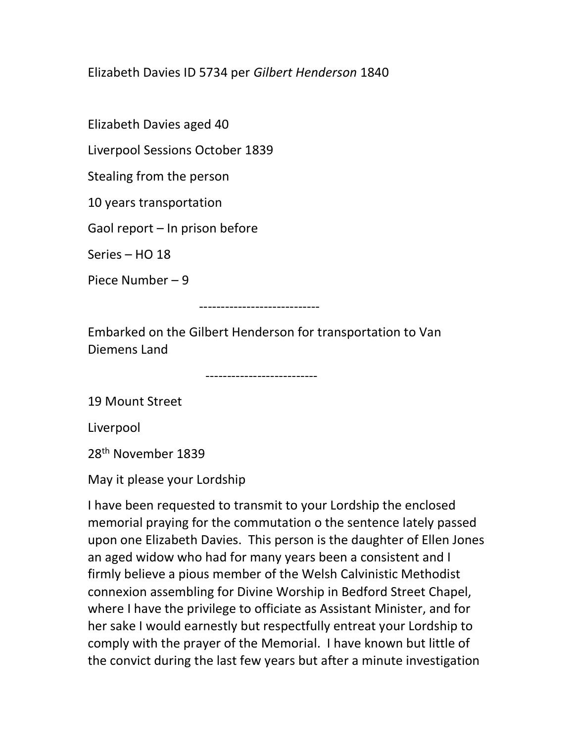Elizabeth Davies ID 5734 per *Gilbert Henderson* 1840

Elizabeth Davies aged 40

Liverpool Sessions October 1839

Stealing from the person

10 years transportation

Gaol report – In prison before

Series – HO 18

Piece Number – 9

----------------------------

Embarked on the Gilbert Henderson for transportation to Van Diemens Land

--------------------------

19 Mount Street

Liverpool

28th November 1839

May it please your Lordship

I have been requested to transmit to your Lordship the enclosed memorial praying for the commutation o the sentence lately passed upon one Elizabeth Davies. This person is the daughter of Ellen Jones an aged widow who had for many years been a consistent and I firmly believe a pious member of the Welsh Calvinistic Methodist connexion assembling for Divine Worship in Bedford Street Chapel, where I have the privilege to officiate as Assistant Minister, and for her sake I would earnestly but respectfully entreat your Lordship to comply with the prayer of the Memorial. I have known but little of the convict during the last few years but after a minute investigation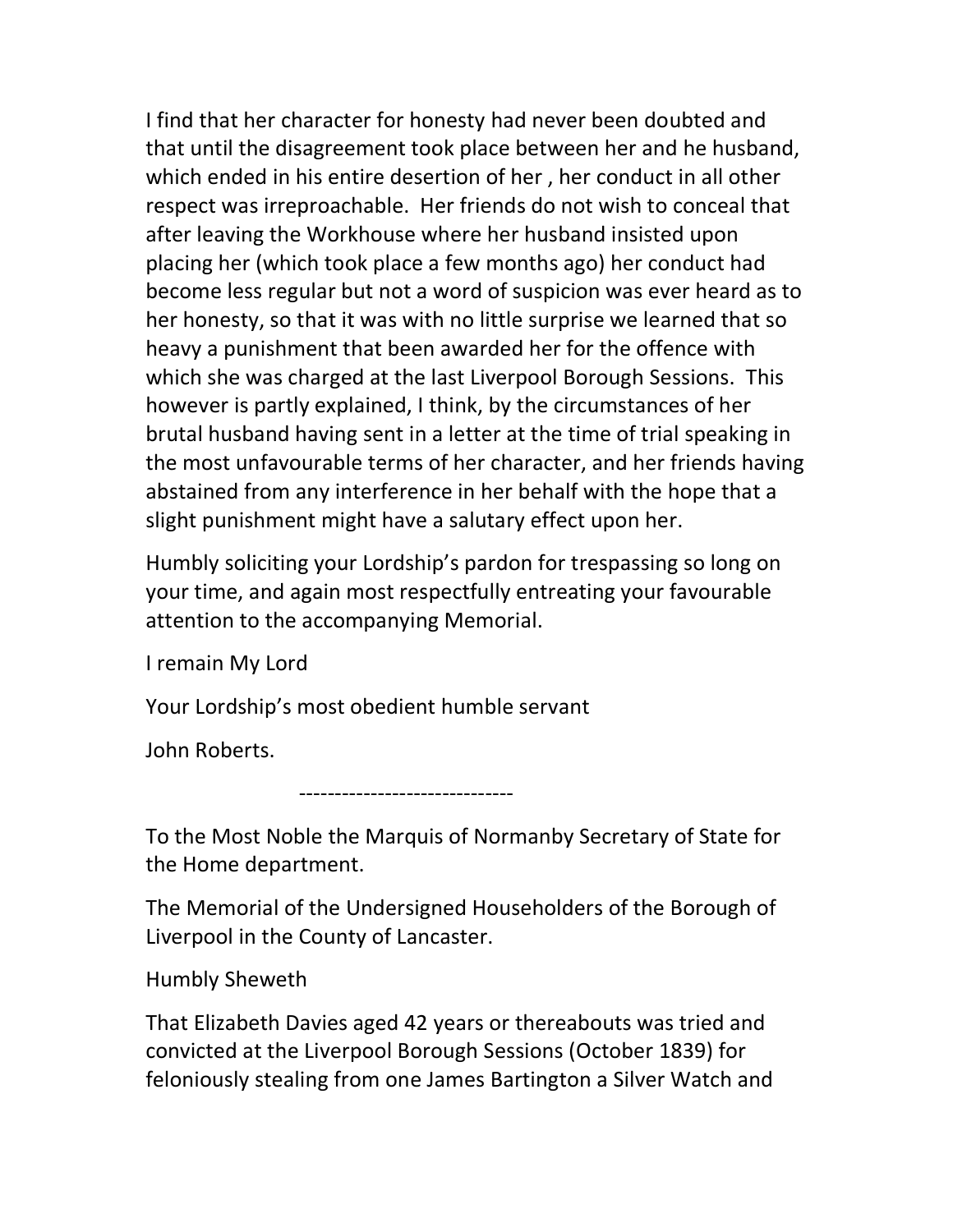I find that her character for honesty had never been doubted and that until the disagreement took place between her and he husband, which ended in his entire desertion of her , her conduct in all other respect was irreproachable. Her friends do not wish to conceal that after leaving the Workhouse where her husband insisted upon placing her (which took place a few months ago) her conduct had become less regular but not a word of suspicion was ever heard as to her honesty, so that it was with no little surprise we learned that so heavy a punishment that been awarded her for the offence with which she was charged at the last Liverpool Borough Sessions. This however is partly explained, I think, by the circumstances of her brutal husband having sent in a letter at the time of trial speaking in the most unfavourable terms of her character, and her friends having abstained from any interference in her behalf with the hope that a slight punishment might have a salutary effect upon her.

Humbly soliciting your Lordship's pardon for trespassing so long on your time, and again most respectfully entreating your favourable attention to the accompanying Memorial.

I remain My Lord

Your Lordship's most obedient humble servant

John Roberts.

-----------------------------

To the Most Noble the Marquis of Normanby Secretary of State for the Home department.

The Memorial of the Undersigned Householders of the Borough of Liverpool in the County of Lancaster.

Humbly Sheweth

That Elizabeth Davies aged 42 years or thereabouts was tried and convicted at the Liverpool Borough Sessions (October 1839) for feloniously stealing from one James Bartington a Silver Watch and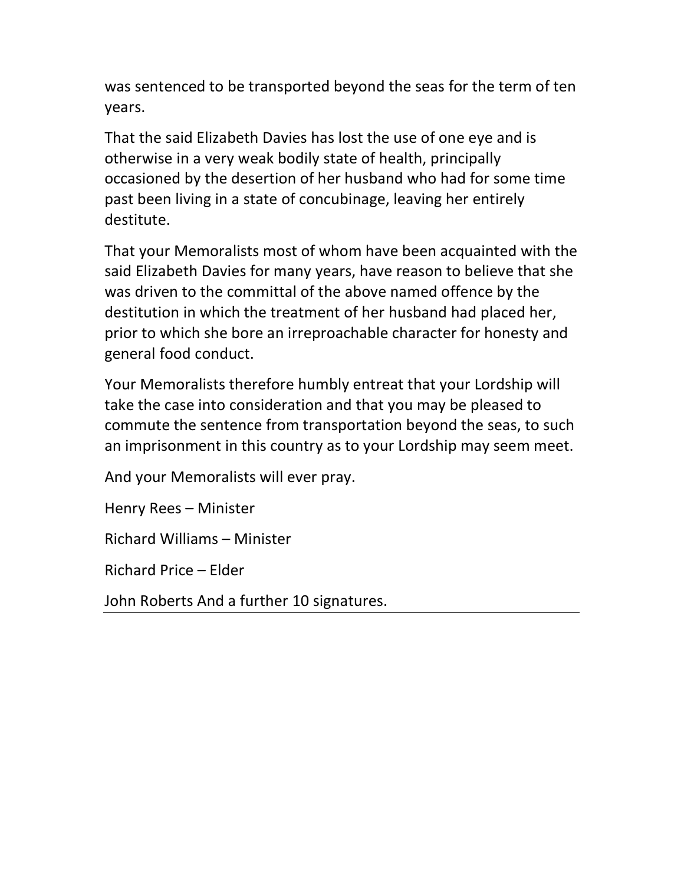was sentenced to be transported beyond the seas for the term of ten years.

That the said Elizabeth Davies has lost the use of one eye and is otherwise in a very weak bodily state of health, principally occasioned by the desertion of her husband who had for some time past been living in a state of concubinage, leaving her entirely destitute.

That your Memoralists most of whom have been acquainted with the said Elizabeth Davies for many years, have reason to believe that she was driven to the committal of the above named offence by the destitution in which the treatment of her husband had placed her, prior to which she bore an irreproachable character for honesty and general food conduct.

Your Memoralists therefore humbly entreat that your Lordship will take the case into consideration and that you may be pleased to commute the sentence from transportation beyond the seas, to such an imprisonment in this country as to your Lordship may seem meet.

And your Memoralists will ever pray.

Henry Rees – Minister

Richard Williams – Minister

Richard Price – Elder

John Roberts And a further 10 signatures.

---